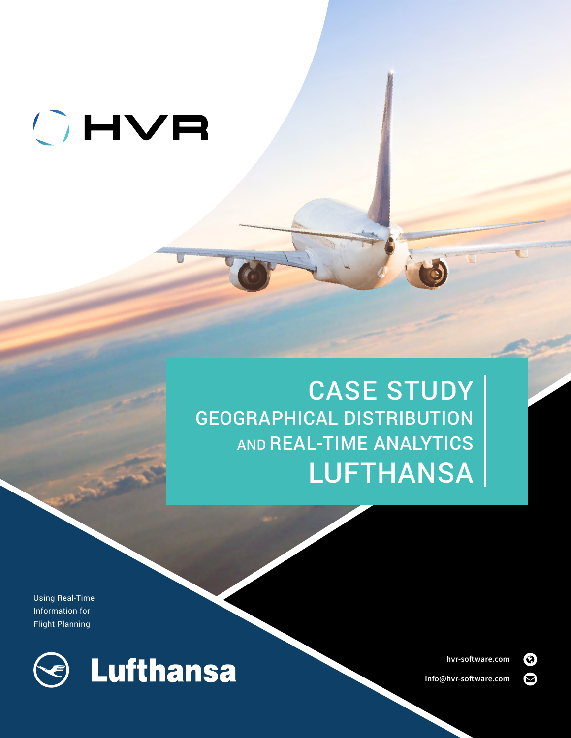HVR

# CASE STUDY

## GEOGRAPHICAL DISTRIBUTION AND REAL-TIME ANALYTICS

## LUFTHANSA

Using Real-Time Information for Flight Planning

Lufthansa

hvr-software.com

info@hvr-software.com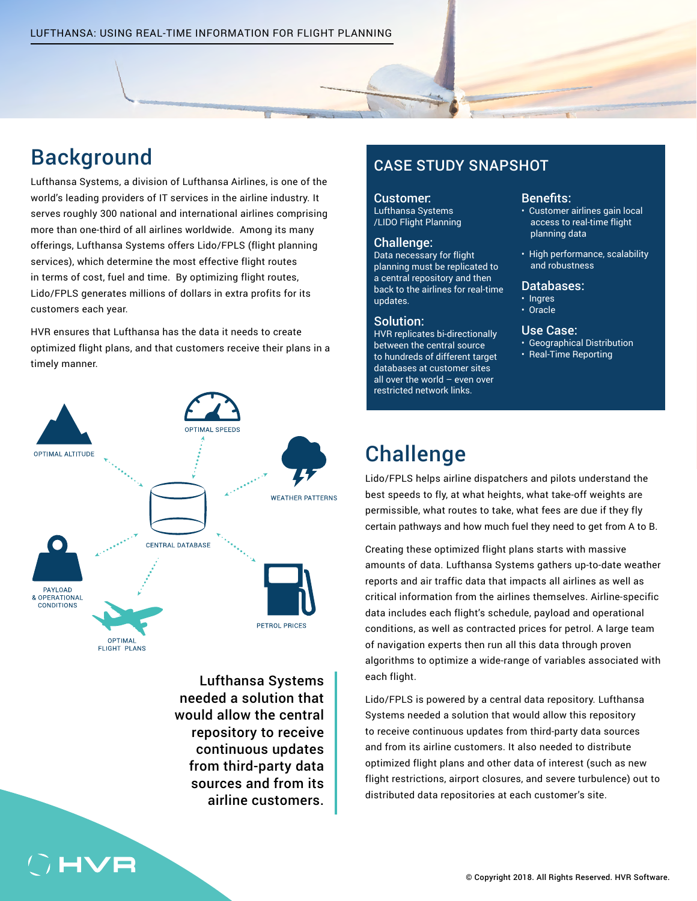# Background

Lufthansa Systems, a division of Lufthansa Airlines, is one of the world's leading providers of IT services in the airline industry. It serves roughly 300 national and international airlines comprising more than one-third of all airlines worldwide. Among its many offerings, Lufthansa Systems offers Lido/FPLS (flight planning services), which determine the most effective flight routes in terms of cost, fuel and time. By optimizing flight routes, Lido/FPLS generates millions of dollars in extra profits for its customers each year.

HVR ensures that Lufthansa has the data it needs to create optimized flight plans, and that customers receive their plans in a timely manner.

OPTIMAL ALTITUDE

OPTIMAL SPEEDS

WEATHER PATTERNS

CENTRAL DATABASE

PAYLOAD & OPERATIONAL CONDITIONS

PETROL PRICES

OPTIMAL FLIGHT PLANS

> Lufthansa Systems needed a solution that would allow the central repository to receive continuous updates from third-party data sources and from its airline customers.

## CASE STUDY SNAPSHOT

**Customer:**
Lufthansa Systems /LIDO Flight Planning

**Challenge:**
Data necessary for flight planning must be replicated to a central repository and then back to the airlines for real-time updates.

**Solution:**
HVR replicates bi-directionally between the central source to hundreds of different target databases at customer sites all over the world – even over restricted network links.

**Benefits:**
- Customer airlines gain local access to real-time flight planning data
- High performance, scalability and robustness

**Databases:**
- Ingres
- Oracle

**Use Case:**
- Geographical Distribution
- Real-Time Reporting

# Challenge

Lido/FPLS helps airline dispatchers and pilots understand the best speeds to fly, at what heights, what take-off weights are permissible, what routes to take, what fees are due if they fly certain pathways and how much fuel they need to get from A to B.

Creating these optimized flight plans starts with massive amounts of data. Lufthansa Systems gathers up-to-date weather reports and air traffic data that impacts all airlines as well as critical information from the airlines themselves. Airline-specific data includes each flight's schedule, payload and operational conditions, as well as contracted prices for petrol. A large team of navigation experts then run all this data through proven algorithms to optimize a wide-range of variables associated with each flight.

Lido/FPLS is powered by a central data repository. Lufthansa Systems needed a solution that would allow this repository to receive continuous updates from third-party data sources and from its airline customers. It also needed to distribute optimized flight plans and other data of interest (such as new flight restrictions, airport closures, and severe turbulence) out to distributed data repositories at each customer's site.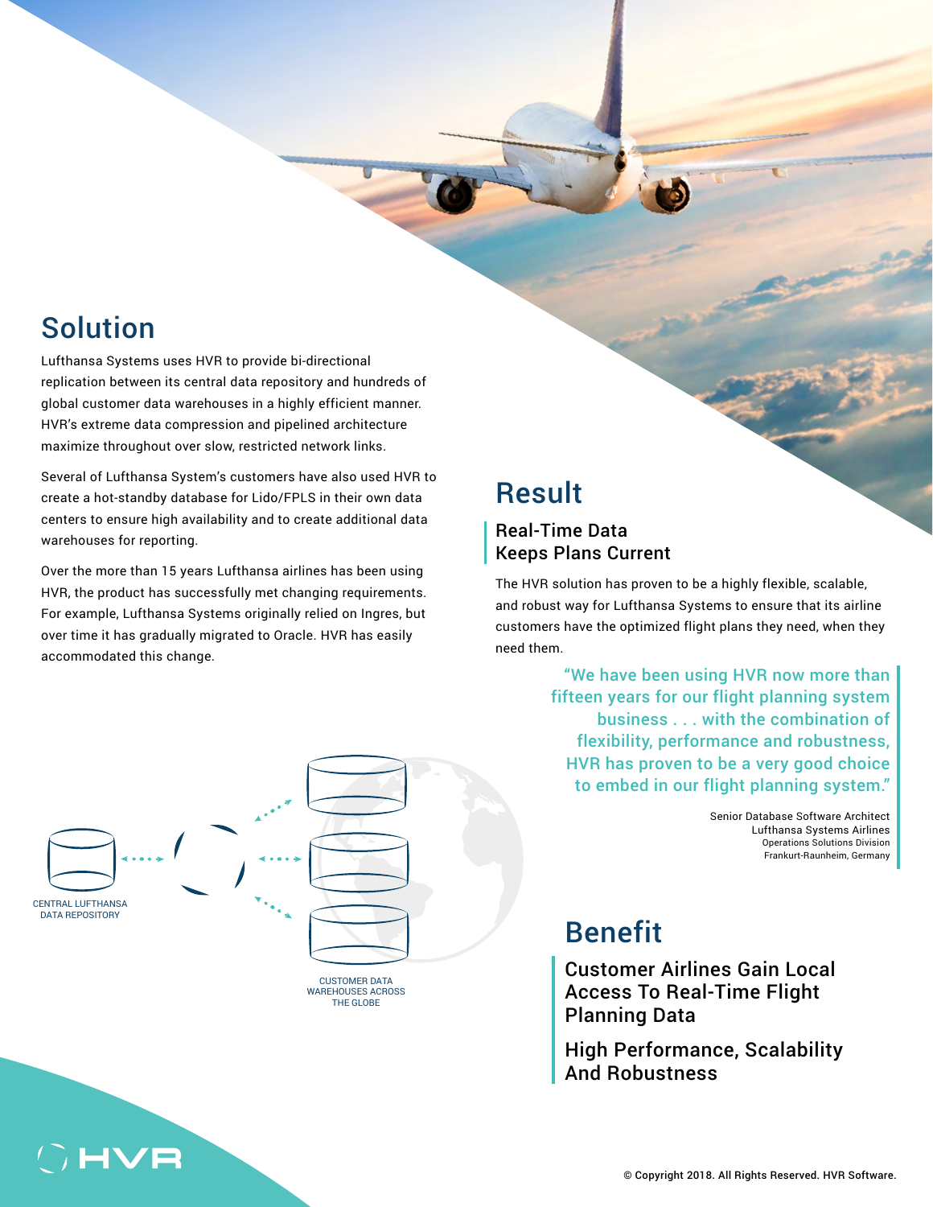## Solution

Lufthansa Systems uses HVR to provide bi-directional replication between its central data repository and hundreds of global customer data warehouses in a highly efficient manner. HVR's extreme data compression and pipelined architecture maximize throughout over slow, restricted network links.

Several of Lufthansa System's customers have also used HVR to create a hot-standby database for Lido/FPLS in their own data centers to ensure high availability and to create additional data warehouses for reporting.

Over the more than 15 years Lufthansa airlines has been using HVR, the product has successfully met changing requirements. For example, Lufthansa Systems originally relied on Ingres, but over time it has gradually migrated to Oracle. HVR has easily accommodated this change.

CENTRAL LUFTHANSA DATA REPOSITORY

CUSTOMER DATA WAREHOUSES ACROSS THE GLOBE

## Result

### Real-Time Data Keeps Plans Current

The HVR solution has proven to be a highly flexible, scalable, and robust way for Lufthansa Systems to ensure that its airline customers have the optimized flight plans they need, when they need them.

> "We have been using HVR now more than fifteen years for our flight planning system business . . . with the combination of flexibility, performance and robustness, HVR has proven to be a very good choice to embed in our flight planning system."
>
> Senior Database Software Architect
> Lufthansa Systems Airlines
> Operations Solutions Division
> Frankfurt-Raunheim, Germany

## Benefit

### Customer Airlines Gain Local Access To Real-Time Flight Planning Data

### High Performance, Scalability And Robustness

HVR

© Copyright 2018. All Rights Reserved. HVR Software.